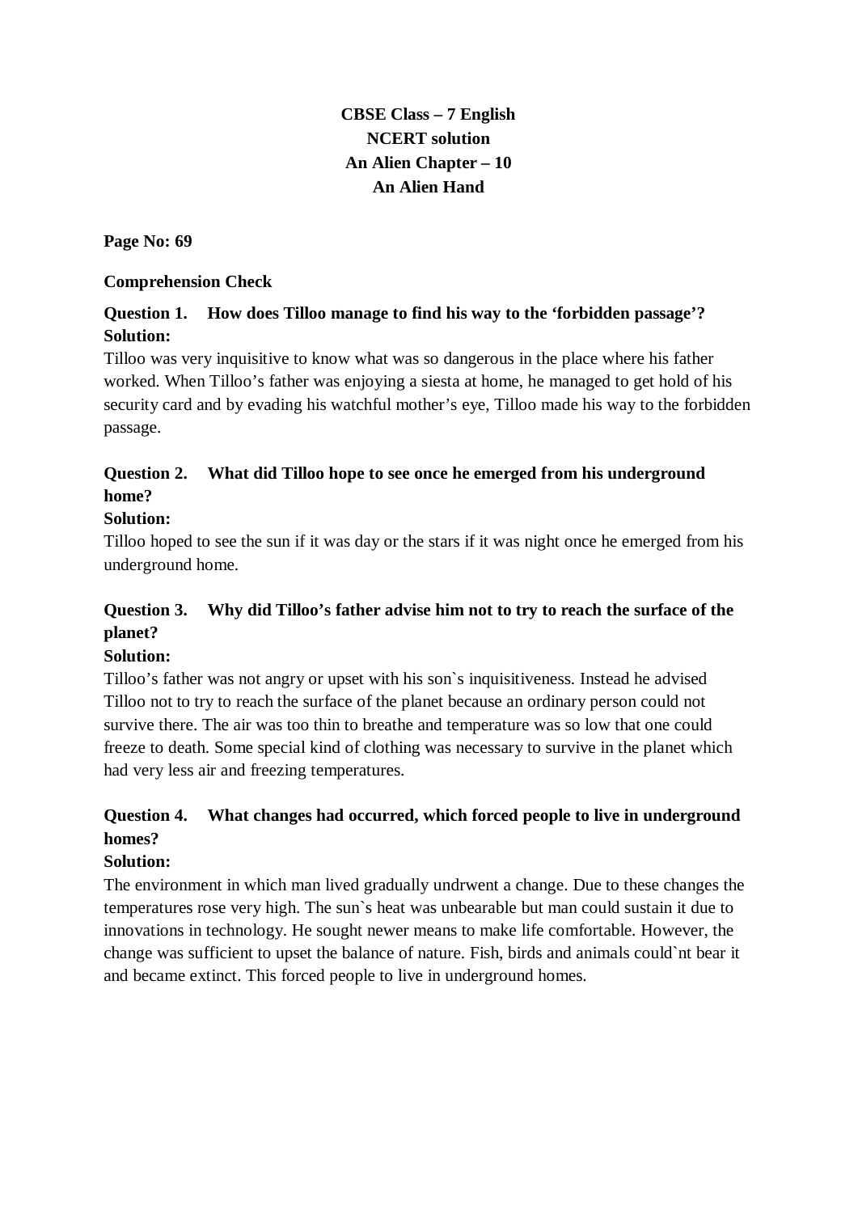**CBSE Class – 7 English**
**NCERT solution**
**An Alien Chapter – 10**
**An Alien Hand**

**Page No: 69**

**Comprehension Check**

**Question 1. How does Tilloo manage to find his way to the 'forbidden passage'?**
**Solution:**
Tilloo was very inquisitive to know what was so dangerous in the place where his father worked. When Tilloo's father was enjoying a siesta at home, he managed to get hold of his security card and by evading his watchful mother's eye, Tilloo made his way to the forbidden passage.

**Question 2. What did Tilloo hope to see once he emerged from his underground home?**
**Solution:**
Tilloo hoped to see the sun if it was day or the stars if it was night once he emerged from his underground home.

**Question 3. Why did Tilloo's father advise him not to try to reach the surface of the planet?**
**Solution:**
Tilloo's father was not angry or upset with his son`s inquisitiveness. Instead he advised Tilloo not to try to reach the surface of the planet because an ordinary person could not survive there. The air was too thin to breathe and temperature was so low that one could freeze to death. Some special kind of clothing was necessary to survive in the planet which had very less air and freezing temperatures.

**Question 4. What changes had occurred, which forced people to live in underground homes?**
**Solution:**
The environment in which man lived gradually undrwent a change. Due to these changes the temperatures rose very high. The sun`s heat was unbearable but man could sustain it due to innovations in technology. He sought newer means to make life comfortable. However, the change was sufficient to upset the balance of nature. Fish, birds and animals could`nt bear it and became extinct. This forced people to live in underground homes.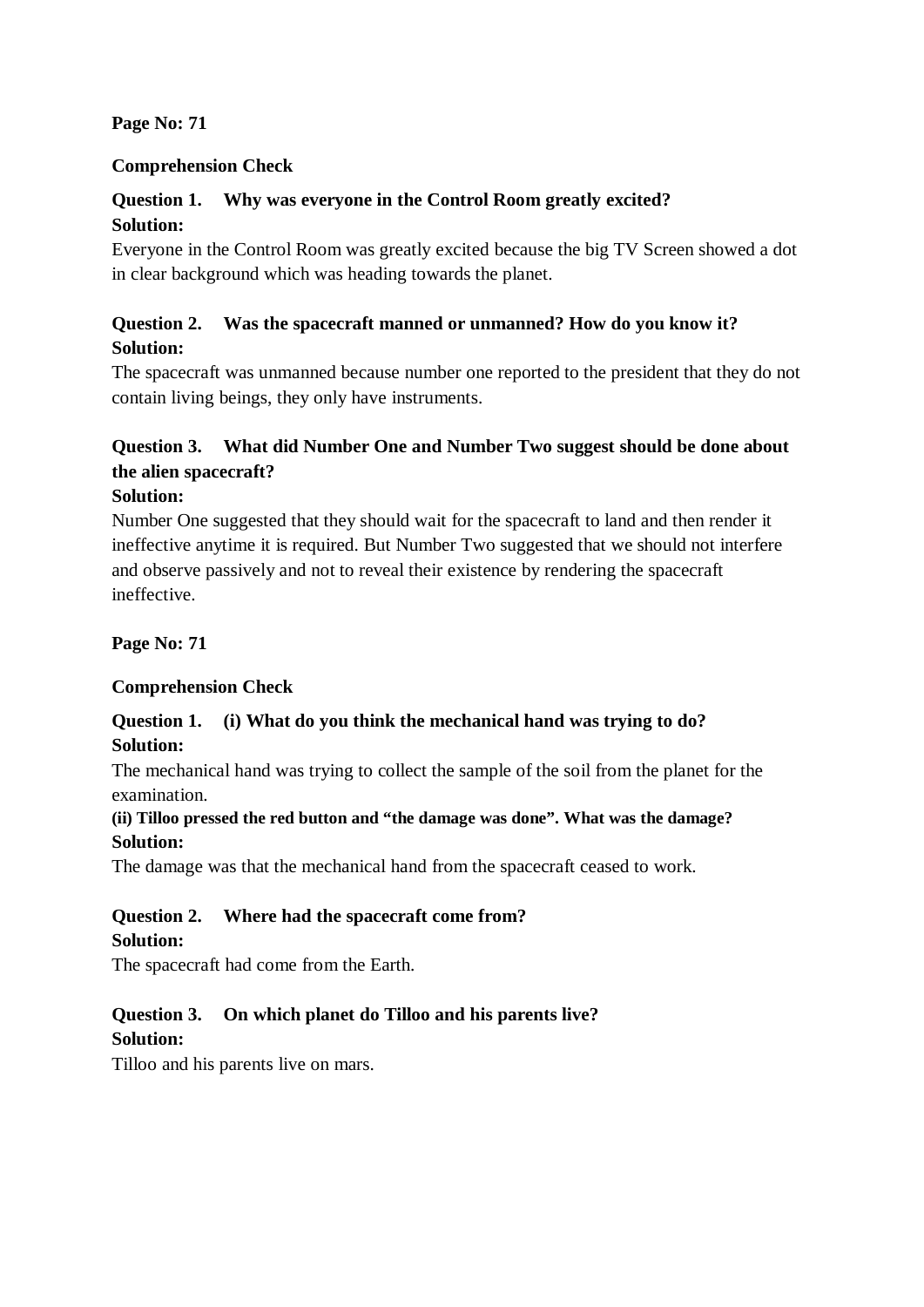**Page No: 71**

**Comprehension Check**

**Question 1. Why was everyone in the Control Room greatly excited?**
**Solution:**
Everyone in the Control Room was greatly excited because the big TV Screen showed a dot in clear background which was heading towards the planet.

**Question 2. Was the spacecraft manned or unmanned? How do you know it?**
**Solution:**
The spacecraft was unmanned because number one reported to the president that they do not contain living beings, they only have instruments.

**Question 3. What did Number One and Number Two suggest should be done about the alien spacecraft?**
**Solution:**
Number One suggested that they should wait for the spacecraft to land and then render it ineffective anytime it is required. But Number Two suggested that we should not interfere and observe passively and not to reveal their existence by rendering the spacecraft ineffective.

**Page No: 71**

**Comprehension Check**

**Question 1. (i) What do you think the mechanical hand was trying to do?**
**Solution:**
The mechanical hand was trying to collect the sample of the soil from the planet for the examination.

**(ii) Tilloo pressed the red button and "the damage was done". What was the damage?**
**Solution:**
The damage was that the mechanical hand from the spacecraft ceased to work.

**Question 2. Where had the spacecraft come from?**
**Solution:**
The spacecraft had come from the Earth.

**Question 3. On which planet do Tilloo and his parents live?**
**Solution:**
Tilloo and his parents live on mars.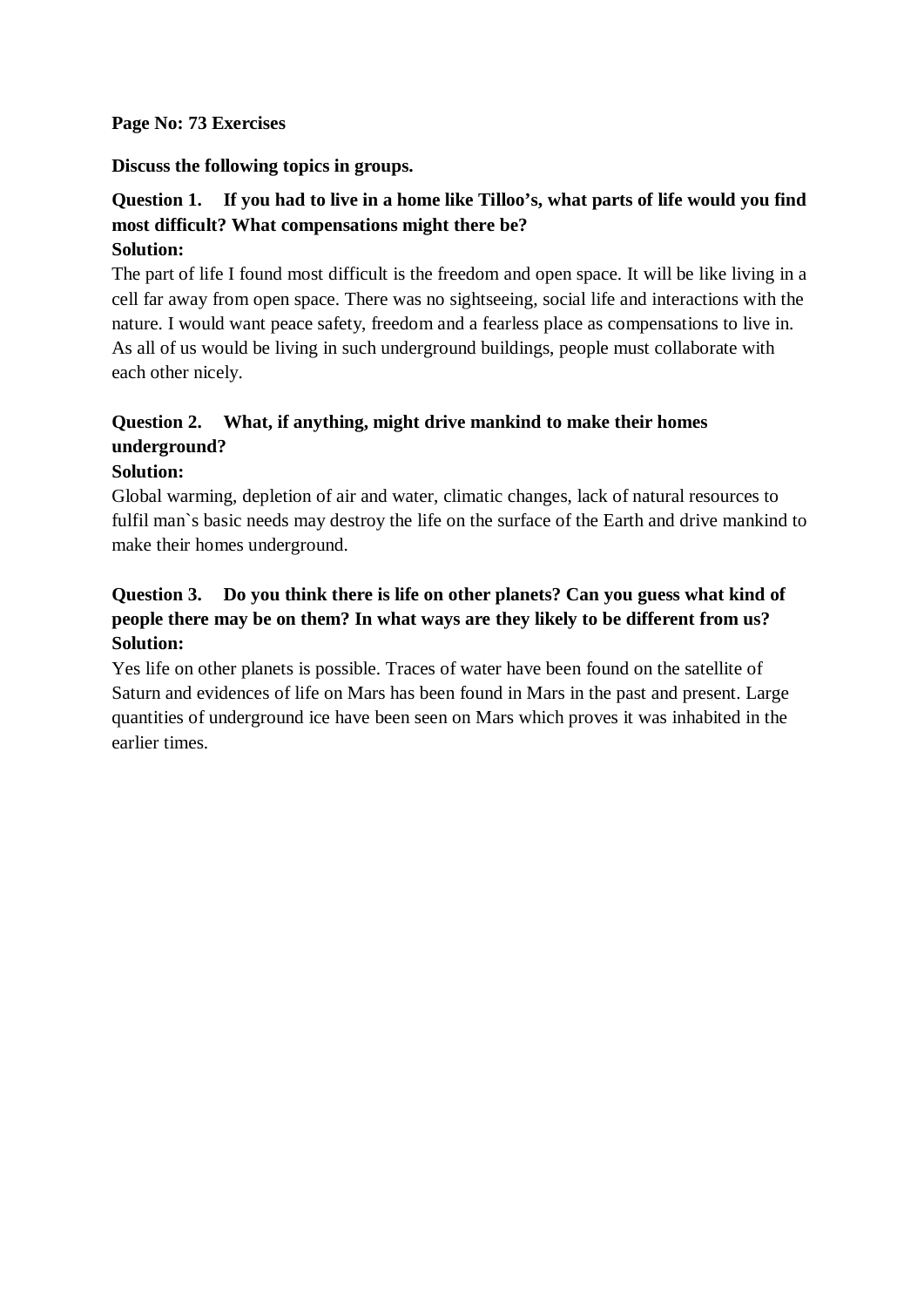**Page No: 73 Exercises**

**Discuss the following topics in groups.**

**Question 1. If you had to live in a home like Tilloo's, what parts of life would you find most difficult? What compensations might there be?**

**Solution:**

The part of life I found most difficult is the freedom and open space. It will be like living in a cell far away from open space. There was no sightseeing, social life and interactions with the nature. I would want peace safety, freedom and a fearless place as compensations to live in. As all of us would be living in such underground buildings, people must collaborate with each other nicely.

**Question 2. What, if anything, might drive mankind to make their homes underground?**

**Solution:**

Global warming, depletion of air and water, climatic changes, lack of natural resources to fulfil man`s basic needs may destroy the life on the surface of the Earth and drive mankind to make their homes underground.

**Question 3. Do you think there is life on other planets? Can you guess what kind of people there may be on them? In what ways are they likely to be different from us?**

**Solution:**

Yes life on other planets is possible. Traces of water have been found on the satellite of Saturn and evidences of life on Mars has been found in Mars in the past and present. Large quantities of underground ice have been seen on Mars which proves it was inhabited in the earlier times.